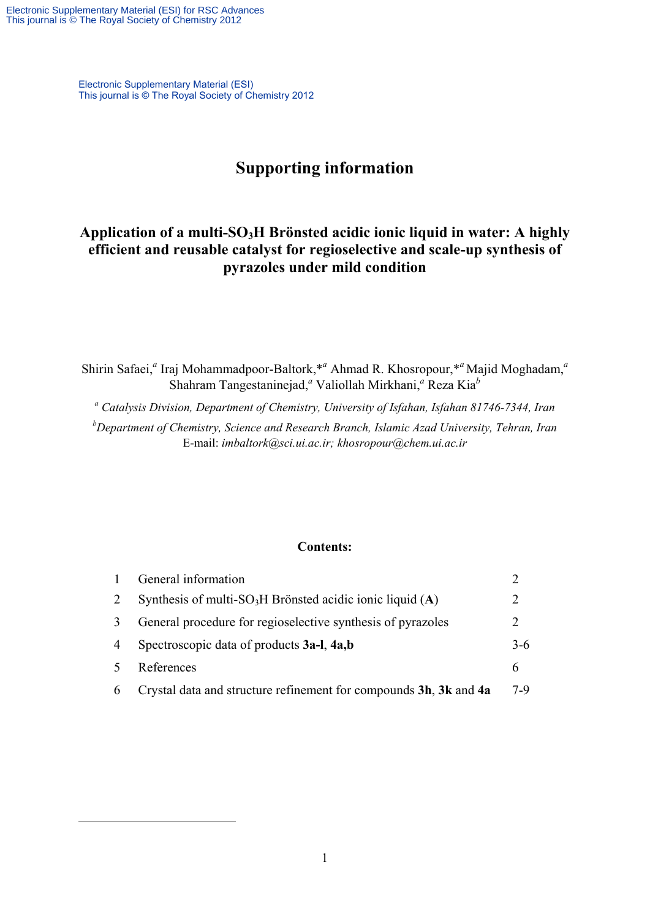Electronic Supplementary Material (ESI)
This journal is © The Royal Society of Chemistry 2012

# Supporting information

## Application of a multi-$SO_3H$ Brönsted acidic ionic liquid in water: A highly efficient and reusable catalyst for regioselective and scale-up synthesis of pyrazoles under mild condition

Shirin Safaei,[a] Iraj Mohammadpoor-Baltork,*[a] Ahmad R. Khosropour,*[a] Majid Moghadam,[a] Shahram Tangestaninejad,[a] Valiollah Mirkhani,[a] Reza Kia[b]

[a] *Catalysis Division, Department of Chemistry, University of Isfahan, Isfahan 81746-7344, Iran*

[b] *Department of Chemistry, Science and Research Branch, Islamic Azad University, Tehran, Iran*

E-mail: *imbaltork@sci.ui.ac.ir; khosropour@chem.ui.ac.ir*

**Contents:**

| | | |
|---|---|---|
| 1 | General information | 2 |
| 2 | Synthesis of multi-$SO_3H$ Brönsted acidic ionic liquid (**A**) | 2 |
| 3 | General procedure for regioselective synthesis of pyrazoles | 2 |
| 4 | Spectroscopic data of products **3a-l**, **4a,b** | 3-6 |
| 5 | References | 6 |
| 6 | Crystal data and structure refinement for compounds **3h**, **3k** and **4a** | 7-9 |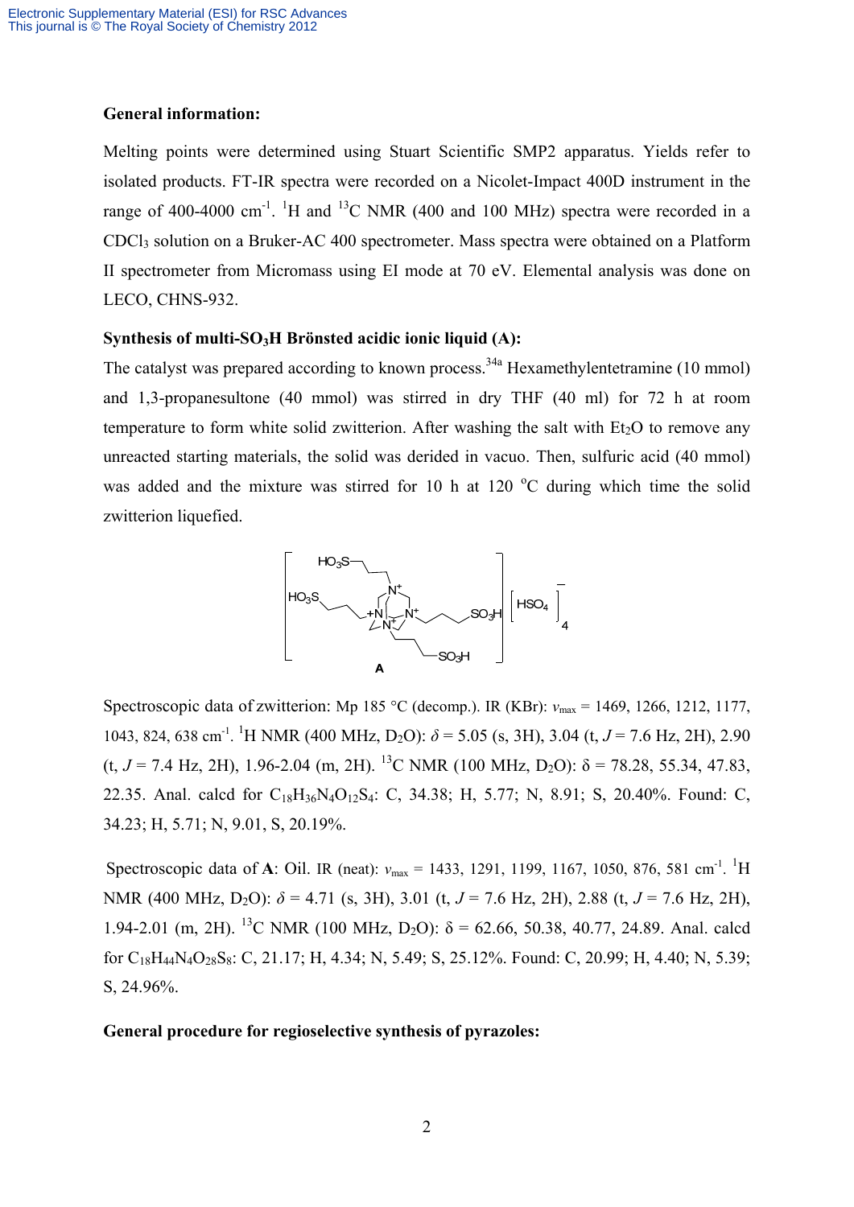**General information:**

Melting points were determined using Stuart Scientific SMP2 apparatus. Yields refer to isolated products. FT-IR spectra were recorded on a Nicolet-Impact 400D instrument in the range of 400-4000 $cm^{-1}$. $^{1}H$ and $^{13}C$ NMR (400 and 100 MHz) spectra were recorded in a $CDCl_3$ solution on a Bruker-AC 400 spectrometer. Mass spectra were obtained on a Platform II spectrometer from Micromass using EI mode at 70 eV. Elemental analysis was done on LECO, CHNS-932.

**Synthesis of multi-$SO_3H$ Brönsted acidic ionic liquid (A):**

The catalyst was prepared according to known process.[34a] Hexamethylentetramine (10 mmol) and 1,3-propanesultone (40 mmol) was stirred in dry THF (40 ml) for 72 h at room temperature to form white solid zwitterion. After washing the salt with $Et_2O$ to remove any unreacted starting materials, the solid was derided in vacuo. Then, sulfuric acid (40 mmol) was added and the mixture was stirred for 10 h at 120 °C during which time the solid zwitterion liquefied.

**A**

Spectroscopic data of zwitterion: Mp 185 °C (decomp.). IR (KBr): $\nu_{max}$ = 1469, 1266, 1212, 1177, 1043, 824, 638 $cm^{-1}$. $^{1}H$ NMR (400 MHz, $D_2O$): $\delta$ = 5.05 (s, 3H), 3.04 (t, $J$ = 7.6 Hz, 2H), 2.90 (t, $J$ = 7.4 Hz, 2H), 1.96-2.04 (m, 2H). $^{13}C$ NMR (100 MHz, $D_2O$): δ = 78.28, 55.34, 47.83, 22.35. Anal. calcd for $C_{18}H_{36}N_4O_{12}S_4$: C, 34.38; H, 5.77; N, 8.91; S, 20.40%. Found: C, 34.23; H, 5.71; N, 9.01, S, 20.19%.

Spectroscopic data of **A**: Oil. IR (neat): $\nu_{max}$ = 1433, 1291, 1199, 1167, 1050, 876, 581 $cm^{-1}$. $^{1}H$ NMR (400 MHz, $D_2O$): $\delta$ = 4.71 (s, 3H), 3.01 (t, $J$ = 7.6 Hz, 2H), 2.88 (t, $J$ = 7.6 Hz, 2H), 1.94-2.01 (m, 2H). $^{13}C$ NMR (100 MHz, $D_2O$): δ = 62.66, 50.38, 40.77, 24.89. Anal. calcd for $C_{18}H_{44}N_4O_{28}S_8$: C, 21.17; H, 4.34; N, 5.49; S, 25.12%. Found: C, 20.99; H, 4.40; N, 5.39; S, 24.96%.

**General procedure for regioselective synthesis of pyrazoles:**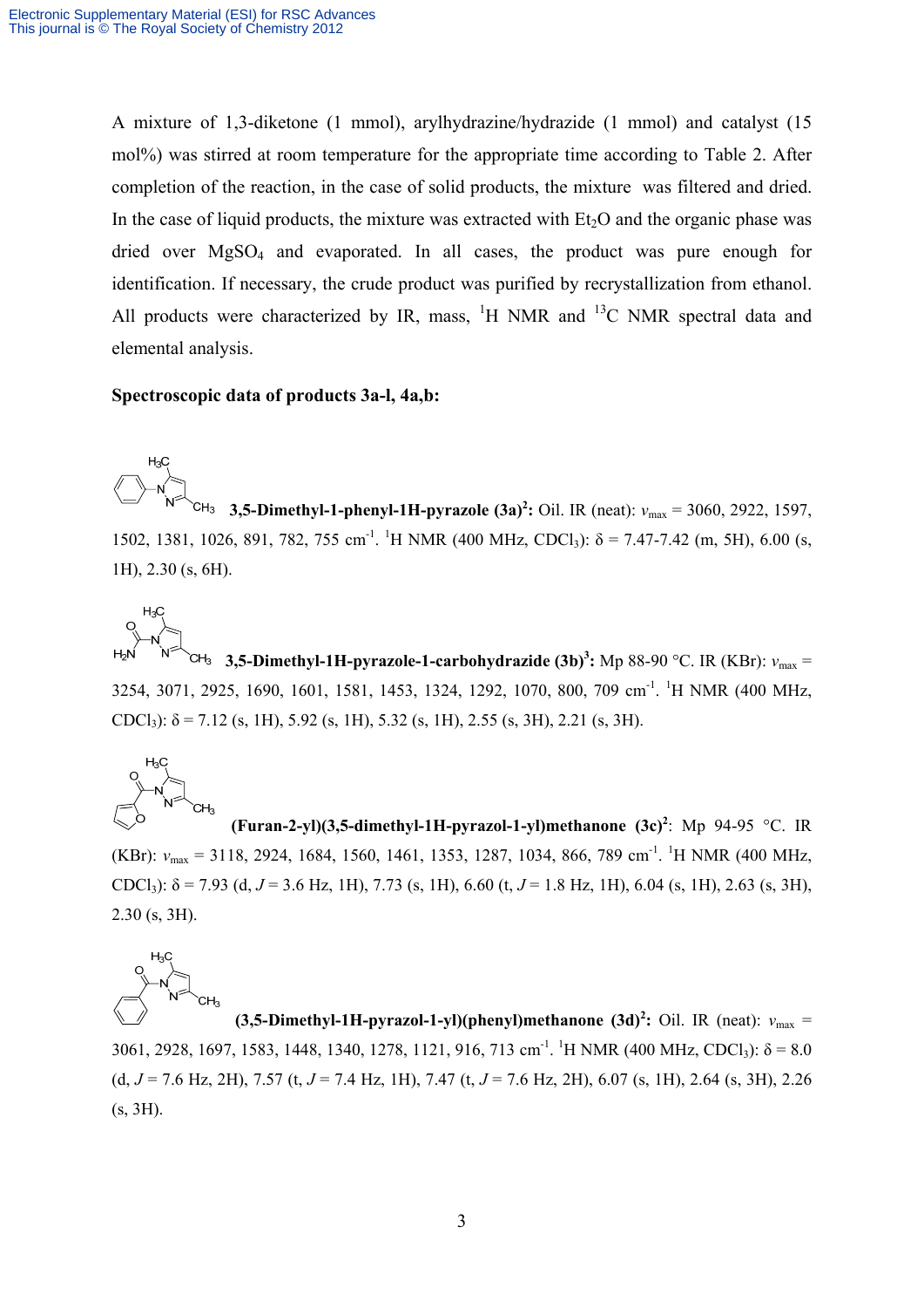A mixture of 1,3-diketone (1 mmol), arylhydrazine/hydrazide (1 mmol) and catalyst (15 mol%) was stirred at room temperature for the appropriate time according to Table 2. After completion of the reaction, in the case of solid products, the mixture was filtered and dried. In the case of liquid products, the mixture was extracted with $Et_2O$ and the organic phase was dried over $MgSO_4$ and evaporated. In all cases, the product was pure enough for identification. If necessary, the crude product was purified by recrystallization from ethanol. All products were characterized by IR, mass, $^1$H NMR and $^{13}$C NMR spectral data and elemental analysis.

**Spectroscopic data of products 3a-l, 4a,b:**

**3,5-Dimethyl-1-phenyl-1H-pyrazole (3a)[2]:** Oil. IR (neat): $\nu_{max}$ = 3060, 2922, 1597, 1502, 1381, 1026, 891, 782, 755 cm$^{-1}$. $^1$H NMR (400 MHz, $CDCl_3$): δ = 7.47-7.42 (m, 5H), 6.00 (s, 1H), 2.30 (s, 6H).

**3,5-Dimethyl-1H-pyrazole-1-carbohydrazide (3b)[3]:** Mp 88-90 °C. IR (KBr): $\nu_{max}$ = 3254, 3071, 2925, 1690, 1601, 1581, 1453, 1324, 1292, 1070, 800, 709 cm$^{-1}$. $^1$H NMR (400 MHz, $CDCl_3$): δ = 7.12 (s, 1H), 5.92 (s, 1H), 5.32 (s, 1H), 2.55 (s, 3H), 2.21 (s, 3H).

**(Furan-2-yl)(3,5-dimethyl-1H-pyrazol-1-yl)methanone (3c)[2]**: Mp 94-95 °C. IR (KBr): $\nu_{max}$ = 3118, 2924, 1684, 1560, 1461, 1353, 1287, 1034, 866, 789 cm$^{-1}$. $^1$H NMR (400 MHz, $CDCl_3$): δ = 7.93 (d, $J$ = 3.6 Hz, 1H), 7.73 (s, 1H), 6.60 (t, $J$ = 1.8 Hz, 1H), 6.04 (s, 1H), 2.63 (s, 3H), 2.30 (s, 3H).

**(3,5-Dimethyl-1H-pyrazol-1-yl)(phenyl)methanone (3d)[2]:** Oil. IR (neat): $\nu_{max}$ = 3061, 2928, 1697, 1583, 1448, 1340, 1278, 1121, 916, 713 cm$^{-1}$. $^1$H NMR (400 MHz, $CDCl_3$): δ = 8.0 (d, $J$ = 7.6 Hz, 2H), 7.57 (t, $J$ = 7.4 Hz, 1H), 7.47 (t, $J$ = 7.6 Hz, 2H), 6.07 (s, 1H), 2.64 (s, 3H), 2.26 (s, 3H).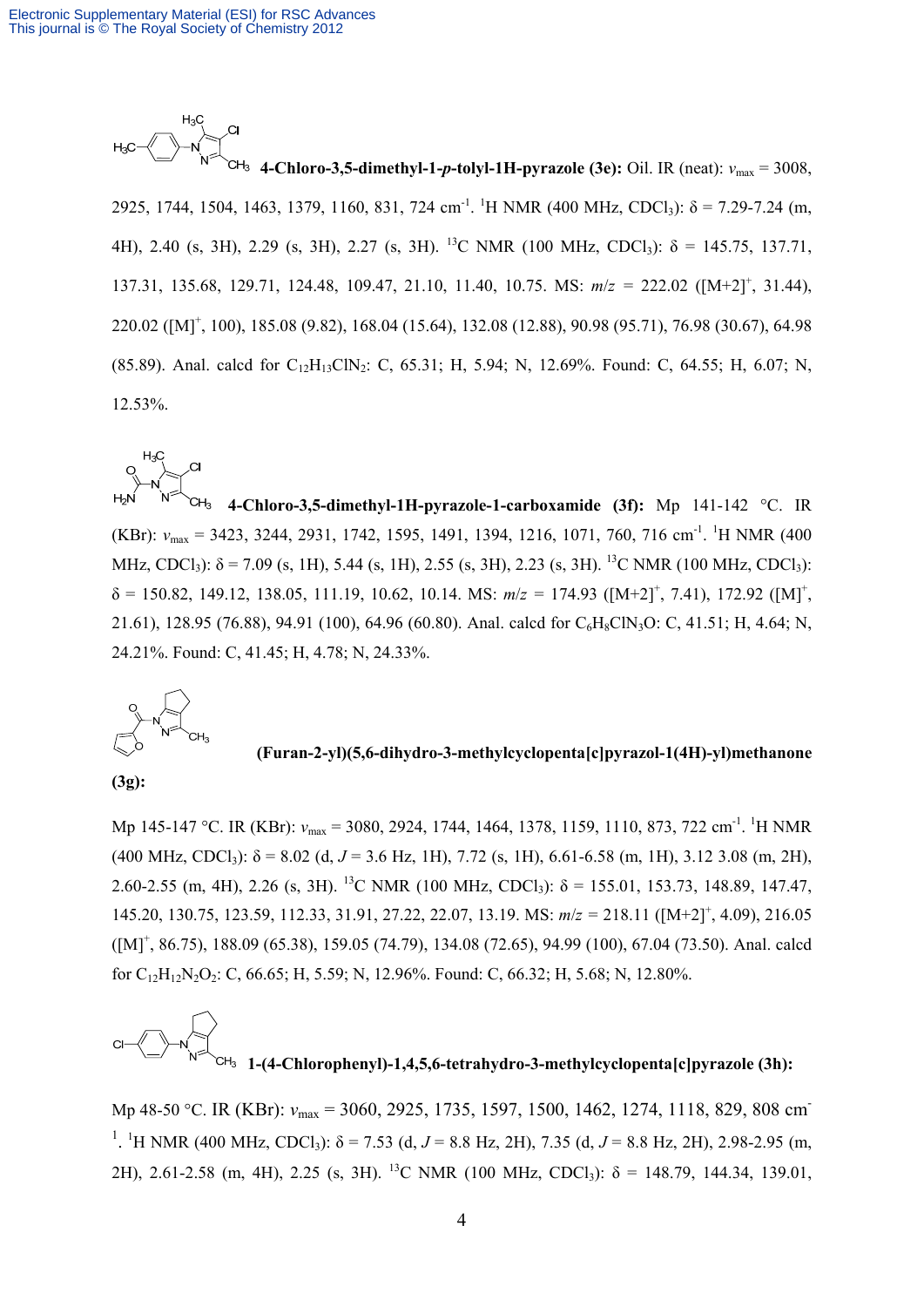**4-Chloro-3,5-dimethyl-1-*p*-tolyl-1H-pyrazole (3e):** Oil. IR (neat): $\nu_{max}$ = 3008, 2925, 1744, 1504, 1463, 1379, 1160, 831, 724 cm$^{-1}$. $^{1}$H NMR (400 MHz, $CDCl_3$): δ = 7.29-7.24 (m, 4H), 2.40 (s, 3H), 2.29 (s, 3H), 2.27 (s, 3H). $^{13}$C NMR (100 MHz, $CDCl_3$): δ = 145.75, 137.71, 137.31, 135.68, 129.71, 124.48, 109.47, 21.10, 11.40, 10.75. MS: *m*/*z* = 222.02 ([M+2]$^+$, 31.44), 220.02 ([M]$^+$, 100), 185.08 (9.82), 168.04 (15.64), 132.08 (12.88), 90.98 (95.71), 76.98 (30.67), 64.98 (85.89). Anal. calcd for $C_{12}H_{13}ClN_2$: C, 65.31; H, 5.94; N, 12.69%. Found: C, 64.55; H, 6.07; N, 12.53%.

**4-Chloro-3,5-dimethyl-1H-pyrazole-1-carboxamide (3f):** Mp 141-142 °C. IR (KBr): $\nu_{max}$ = 3423, 3244, 2931, 1742, 1595, 1491, 1394, 1216, 1071, 760, 716 cm$^{-1}$. $^{1}$H NMR (400 MHz, $CDCl_3$): δ = 7.09 (s, 1H), 5.44 (s, 1H), 2.55 (s, 3H), 2.23 (s, 3H). $^{13}$C NMR (100 MHz, $CDCl_3$): δ = 150.82, 149.12, 138.05, 111.19, 10.62, 10.14. MS: *m*/*z* = 174.93 ([M+2]$^+$, 7.41), 172.92 ([M]$^+$, 21.61), 128.95 (76.88), 94.91 (100), 64.96 (60.80). Anal. calcd for $C_6H_8ClN_3O$: C, 41.51; H, 4.64; N, 24.21%. Found: C, 41.45; H, 4.78; N, 24.33%.

**(Furan-2-yl)(5,6-dihydro-3-methylcyclopenta[c]pyrazol-1(4H)-yl)methanone (3g):**

Mp 145-147 °C. IR (KBr): $\nu_{max}$ = 3080, 2924, 1744, 1464, 1378, 1159, 1110, 873, 722 cm$^{-1}$. $^{1}$H NMR (400 MHz, $CDCl_3$): δ = 8.02 (d, *J* = 3.6 Hz, 1H), 7.72 (s, 1H), 6.61-6.58 (m, 1H), 3.12 3.08 (m, 2H), 2.60-2.55 (m, 4H), 2.26 (s, 3H). $^{13}$C NMR (100 MHz, $CDCl_3$): δ = 155.01, 153.73, 148.89, 147.47, 145.20, 130.75, 123.59, 112.33, 31.91, 27.22, 22.07, 13.19. MS: *m*/*z* = 218.11 ([M+2]$^+$, 4.09), 216.05 ([M]$^+$, 86.75), 188.09 (65.38), 159.05 (74.79), 134.08 (72.65), 94.99 (100), 67.04 (73.50). Anal. calcd for $C_{12}H_{12}N_2O_2$: C, 66.65; H, 5.59; N, 12.96%. Found: C, 66.32; H, 5.68; N, 12.80%.

**1-(4-Chlorophenyl)-1,4,5,6-tetrahydro-3-methylcyclopenta[c]pyrazole (3h):**

Mp 48-50 °C. IR (KBr): $\nu_{max}$ = 3060, 2925, 1735, 1597, 1500, 1462, 1274, 1118, 829, 808 cm$^{-1}$. $^{1}$H NMR (400 MHz, $CDCl_3$): δ = 7.53 (d, *J* = 8.8 Hz, 2H), 7.35 (d, *J* = 8.8 Hz, 2H), 2.98-2.95 (m, 2H), 2.61-2.58 (m, 4H), 2.25 (s, 3H). $^{13}$C NMR (100 MHz, $CDCl_3$): δ = 148.79, 144.34, 139.01,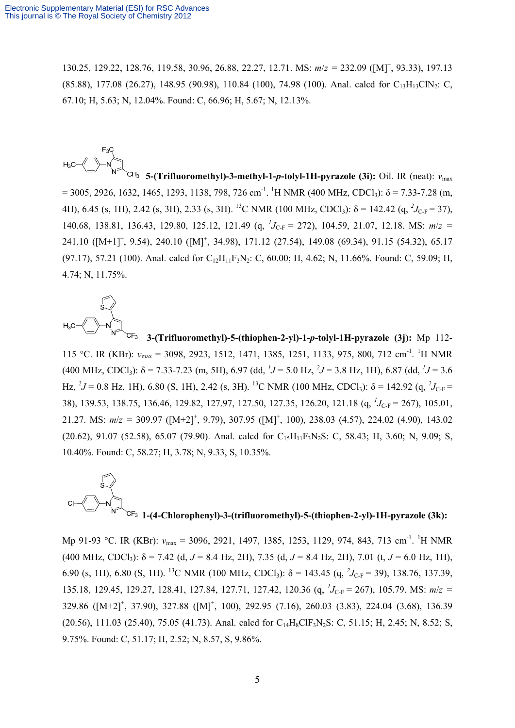130.25, 129.22, 128.76, 119.58, 30.96, 26.88, 22.27, 12.71. MS: $m/z$ = 232.09 ($[M]^+$, 93.33), 197.13 (85.88), 177.08 (26.27), 148.95 (90.98), 110.84 (100), 74.98 (100). Anal. calcd for $C_{13}H_{13}ClN_2$: C, 67.10; H, 5.63; N, 12.04%. Found: C, 66.96; H, 5.67; N, 12.13%.

**5-(Trifluoromethyl)-3-methyl-1-*p*-tolyl-1H-pyrazole (3i):** Oil. IR (neat): $\nu_{max}$ = 3005, 2926, 1632, 1465, 1293, 1138, 798, 726 cm$^{-1}$. $^1$H NMR (400 MHz, $CDCl_3$): δ = 7.33-7.28 (m, 4H), 6.45 (s, 1H), 2.42 (s, 3H), 2.33 (s, 3H). $^{13}$C NMR (100 MHz, $CDCl_3$): δ = 142.42 (q, $^2J_{C\text{-}F}$ = 37), 140.68, 138.81, 136.43, 129.80, 125.12, 121.49 (q, $^1J_{C\text{-}F}$ = 272), 104.59, 21.07, 12.18. MS: $m/z$ = 241.10 ($[M+1]^+$, 9.54), 240.10 ($[M]^+$, 34.98), 171.12 (27.54), 149.08 (69.34), 91.15 (54.32), 65.17 (97.17), 57.21 (100). Anal. calcd for $C_{12}H_{11}F_3N_2$: C, 60.00; H, 4.62; N, 11.66%. Found: C, 59.09; H, 4.74; N, 11.75%.

**3-(Trifluoromethyl)-5-(thiophen-2-yl)-1-*p*-tolyl-1H-pyrazole (3j):** Mp 112-115 °C. IR (KBr): $\nu_{max}$ = 3098, 2923, 1512, 1471, 1385, 1251, 1133, 975, 800, 712 cm$^{-1}$. $^1$H NMR (400 MHz, $CDCl_3$): δ = 7.33-7.23 (m, 5H), 6.97 (dd, $^1J$ = 5.0 Hz, $^2J$ = 3.8 Hz, 1H), 6.87 (dd, $^1J$ = 3.6 Hz, $^2J$ = 0.8 Hz, 1H), 6.80 (S, 1H), 2.42 (s, 3H). $^{13}$C NMR (100 MHz, $CDCl_3$): δ = 142.92 (q, $^2J_{C\text{-}F}$ = 38), 139.53, 138.75, 136.46, 129.82, 127.97, 127.50, 127.35, 126.20, 121.18 (q, $^1J_{C\text{-}F}$ = 267), 105.01, 21.27. MS: $m/z$ = 309.97 ($[M+2]^+$, 9.79), 307.95 ($[M]^+$, 100), 238.03 (4.57), 224.02 (4.90), 143.02 (20.62), 91.07 (52.58), 65.07 (79.90). Anal. calcd for $C_{15}H_{11}F_3N_2S$: C, 58.43; H, 3.60; N, 9.09; S, 10.40%. Found: C, 58.27; H, 3.78; N, 9.33, S, 10.35%.

**1-(4-Chlorophenyl)-3-(trifluoromethyl)-5-(thiophen-2-yl)-1H-pyrazole (3k):**

Mp 91-93 °C. IR (KBr): $\nu_{max}$ = 3096, 2921, 1497, 1385, 1253, 1129, 974, 843, 713 cm$^{-1}$. $^1$H NMR (400 MHz, $CDCl_3$): δ = 7.42 (d, $J$ = 8.4 Hz, 2H), 7.35 (d, $J$ = 8.4 Hz, 2H), 7.01 (t, $J$ = 6.0 Hz, 1H), 6.90 (s, 1H), 6.80 (S, 1H). $^{13}$C NMR (100 MHz, $CDCl_3$): δ = 143.45 (q, $^2J_{C\text{-}F}$ = 39), 138.76, 137.39, 135.18, 129.45, 129.27, 128.41, 127.84, 127.71, 127.42, 120.36 (q, $^1J_{C\text{-}F}$ = 267), 105.79. MS: $m/z$ = 329.86 ($[M+2]^+$, 37.90), 327.88 ($[M]^+$, 100), 292.95 (7.16), 260.03 (3.83), 224.04 (3.68), 136.39 (20.56), 111.03 (25.40), 75.05 (41.73). Anal. calcd for $C_{14}H_8ClF_3N_2S$: C, 51.15; H, 2.45; N, 8.52; S, 9.75%. Found: C, 51.17; H, 2.52; N, 8.57, S, 9.86%.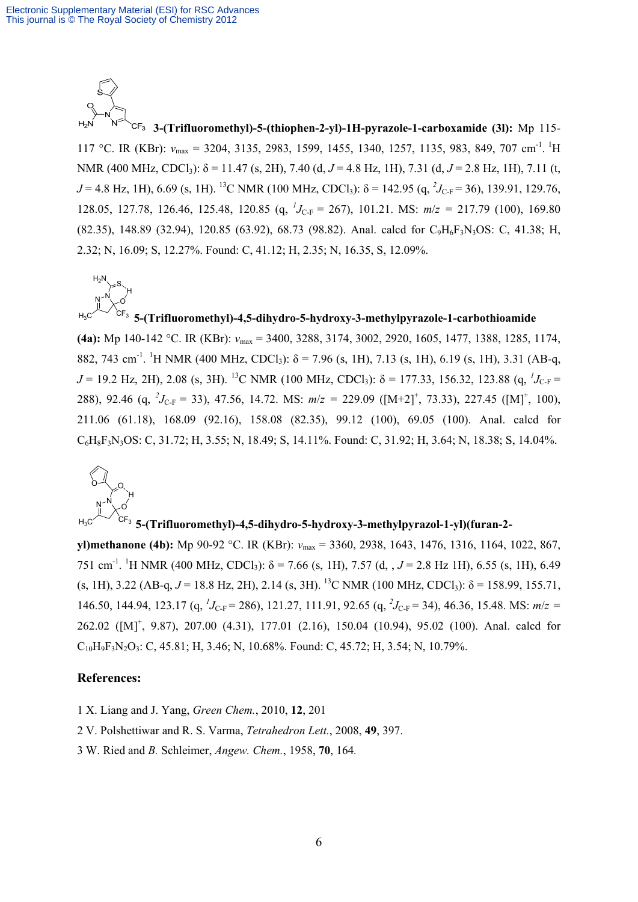**3-(Trifluoromethyl)-5-(thiophen-2-yl)-1H-pyrazole-1-carboxamide (3l):** Mp 115-117 °C. IR (KBr): $v_{max}$ = 3204, 3135, 2983, 1599, 1455, 1340, 1257, 1135, 983, 849, 707 cm$^{-1}$. $^1$H NMR (400 MHz, $CDCl_3$): δ = 11.47 (s, 2H), 7.40 (d, *J* = 4.8 Hz, 1H), 7.31 (d, *J* = 2.8 Hz, 1H), 7.11 (t, *J* = 4.8 Hz, 1H), 6.69 (s, 1H). $^{13}$C NMR (100 MHz, $CDCl_3$): δ = 142.95 (q, $^2J_{C\text{-}F}$ = 36), 139.91, 129.76, 128.05, 127.78, 126.46, 125.48, 120.85 (q, $^1J_{C\text{-}F}$ = 267), 101.21. MS: *m*/*z* = 217.79 (100), 169.80 (82.35), 148.89 (32.94), 120.85 (63.92), 68.73 (98.82). Anal. calcd for $C_9H_6F_3N_3OS$: C, 41.38; H, 2.32; N, 16.09; S, 12.27%. Found: C, 41.12; H, 2.35; N, 16.35, S, 12.09%.

**5-(Trifluoromethyl)-4,5-dihydro-5-hydroxy-3-methylpyrazole-1-carbothioamide (4a):** Mp 140-142 °C. IR (KBr): $v_{max}$ = 3400, 3288, 3174, 3002, 2920, 1605, 1477, 1388, 1285, 1174, 882, 743 cm$^{-1}$. $^1$H NMR (400 MHz, $CDCl_3$): δ = 7.96 (s, 1H), 7.13 (s, 1H), 6.19 (s, 1H), 3.31 (AB-q, *J* = 19.2 Hz, 2H), 2.08 (s, 3H). $^{13}$C NMR (100 MHz, $CDCl_3$): δ = 177.33, 156.32, 123.88 (q, $^1J_{C\text{-}F}$ = 288), 92.46 (q, $^2J_{C\text{-}F}$ = 33), 47.56, 14.72. MS: *m*/*z* = 229.09 ([M+2]$^+$, 73.33), 227.45 ([M]$^+$, 100), 211.06 (61.18), 168.09 (92.16), 158.08 (82.35), 99.12 (100), 69.05 (100). Anal. calcd for $C_6H_8F_3N_3OS$: C, 31.72; H, 3.55; N, 18.49; S, 14.11%. Found: C, 31.92; H, 3.64; N, 18.38; S, 14.04%.

**5-(Trifluoromethyl)-4,5-dihydro-5-hydroxy-3-methylpyrazol-1-yl)(furan-2-yl)methanone (4b):** Mp 90-92 °C. IR (KBr): $v_{max}$ = 3360, 2938, 1643, 1476, 1316, 1164, 1022, 867, 751 cm$^{-1}$. $^1$H NMR (400 MHz, $CDCl_3$): δ = 7.66 (s, 1H), 7.57 (d, , *J* = 2.8 Hz 1H), 6.55 (s, 1H), 6.49 (s, 1H), 3.22 (AB-q, *J* = 18.8 Hz, 2H), 2.14 (s, 3H). $^{13}$C NMR (100 MHz, $CDCl_3$): δ = 158.99, 155.71, 146.50, 144.94, 123.17 (q, $^1J_{C\text{-}F}$ = 286), 121.27, 111.91, 92.65 (q, $^2J_{C\text{-}F}$ = 34), 46.36, 15.48. MS: *m*/*z* = 262.02 ([M]$^+$, 9.87), 207.00 (4.31), 177.01 (2.16), 150.04 (10.94), 95.02 (100). Anal. calcd for $C_{10}H_9F_3N_2O_3$: C, 45.81; H, 3.46; N, 10.68%. Found: C, 45.72; H, 3.54; N, 10.79%.

## References:

1 X. Liang and J. Yang, *Green Chem.*, 2010, **12**, 201

2 V. Polshettiwar and R. S. Varma, *Tetrahedron Lett.*, 2008, **49**, 397.

3 W. Ried and *B.* Schleimer, *Angew. Chem.*, 1958, **70**, 164.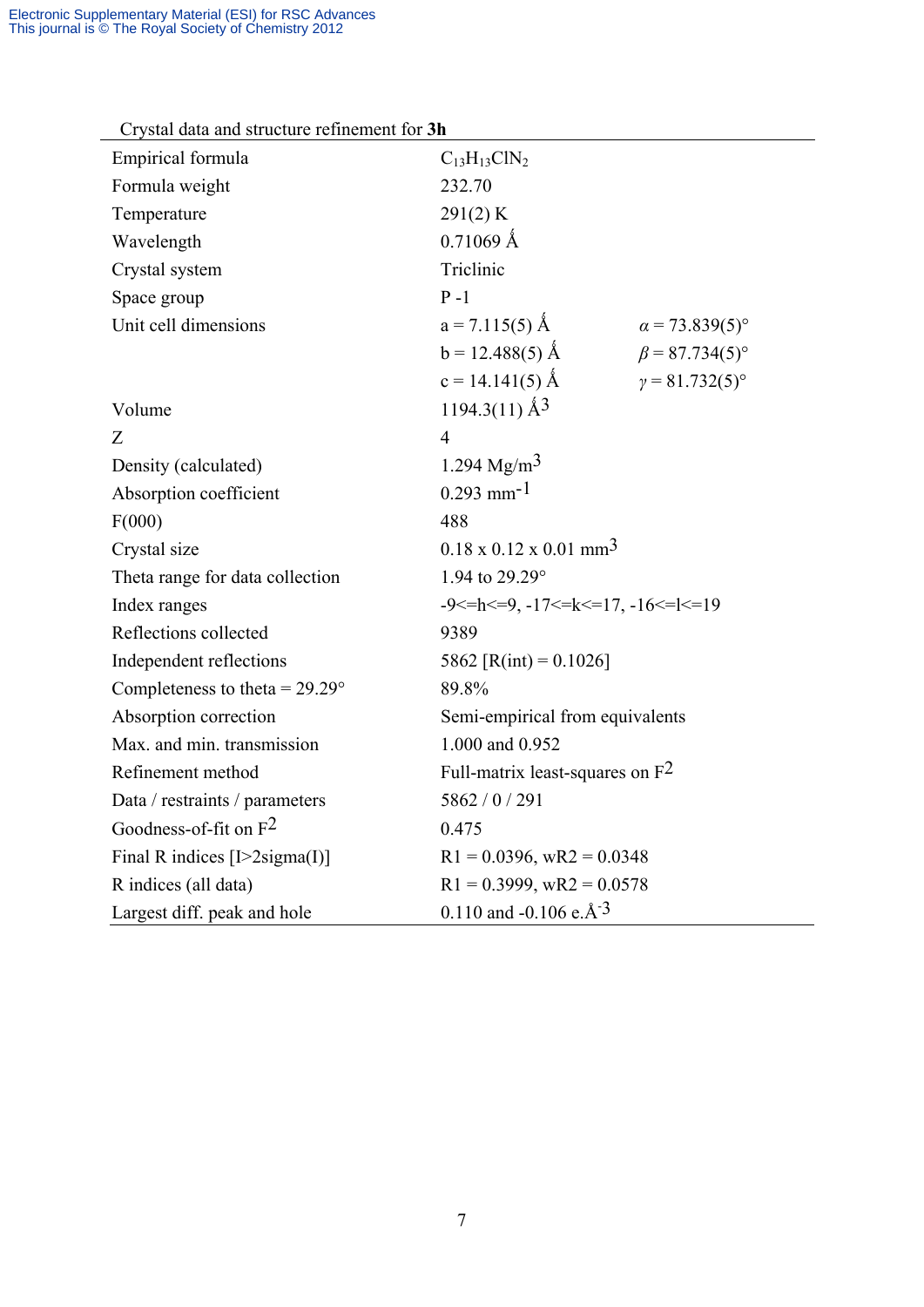Crystal data and structure refinement for **3h**

| | | |
|---|---|---|
| Empirical formula | $C_{13}H_{13}ClN_2$ | |
| Formula weight | 232.70 | |
| Temperature | 291(2) K | |
| Wavelength | 0.71069 Å | |
| Crystal system | Triclinic | |
| Space group | P -1 | |
| Unit cell dimensions | a = 7.115(5) Å | $\alpha$ = 73.839(5)° |
| | b = 12.488(5) Å | $\beta$ = 87.734(5)° |
| | c = 14.141(5) Å | $\gamma$ = 81.732(5)° |
| Volume | 1194.3(11) $Å^3$ | |
| Z | 4 | |
| Density (calculated) | 1.294 $Mg/m^3$ | |
| Absorption coefficient | 0.293 $mm^{-1}$ | |
| F(000) | 488 | |
| Crystal size | 0.18 x 0.12 x 0.01 $mm^3$ | |
| Theta range for data collection | 1.94 to 29.29° | |
| Index ranges | -9<=h<=9, -17<=k<=17, -16<=l<=19 | |
| Reflections collected | 9389 | |
| Independent reflections | 5862 [R(int) = 0.1026] | |
| Completeness to theta = 29.29° | 89.8% | |
| Absorption correction | Semi-empirical from equivalents | |
| Max. and min. transmission | 1.000 and 0.952 | |
| Refinement method | Full-matrix least-squares on $F^2$ | |
| Data / restraints / parameters | 5862 / 0 / 291 | |
| Goodness-of-fit on $F^2$ | 0.475 | |
| Final R indices [I>2sigma(I)] | R1 = 0.0396, wR2 = 0.0348 | |
| R indices (all data) | R1 = 0.3999, wR2 = 0.0578 | |
| Largest diff. peak and hole | 0.110 and -0.106 e.$Å^{-3}$ | |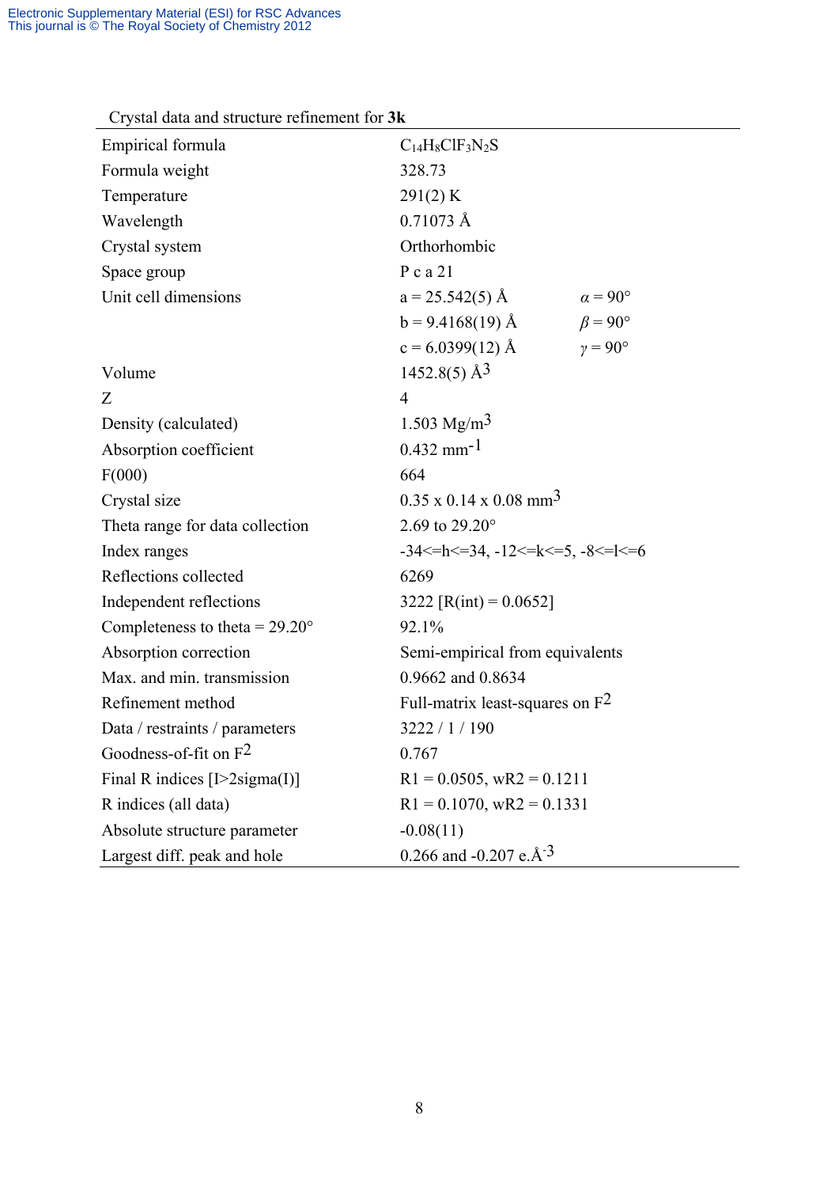Crystal data and structure refinement for **3k**

| | | |
|---|---|---|
| Empirical formula | $C_{14}H_8ClF_3N_2S$ | |
| Formula weight | 328.73 | |
| Temperature | 291(2) K | |
| Wavelength | 0.71073 Å | |
| Crystal system | Orthorhombic | |
| Space group | P c a 21 | |
| Unit cell dimensions | a = 25.542(5) Å | $\alpha$ = 90° |
| | b = 9.4168(19) Å | $\beta$ = 90° |
| | c = 6.0399(12) Å | $\gamma$ = 90° |
| Volume | 1452.8(5) $Å^3$ | |
| Z | 4 | |
| Density (calculated) | 1.503 $Mg/m^3$ | |
| Absorption coefficient | 0.432 $mm^{-1}$ | |
| F(000) | 664 | |
| Crystal size | 0.35 x 0.14 x 0.08 $mm^3$ | |
| Theta range for data collection | 2.69 to 29.20° | |
| Index ranges | -34<=h<=34, -12<=k<=5, -8<=l<=6 | |
| Reflections collected | 6269 | |
| Independent reflections | 3222 [R(int) = 0.0652] | |
| Completeness to theta = 29.20° | 92.1% | |
| Absorption correction | Semi-empirical from equivalents | |
| Max. and min. transmission | 0.9662 and 0.8634 | |
| Refinement method | Full-matrix least-squares on $F^2$ | |
| Data / restraints / parameters | 3222 / 1 / 190 | |
| Goodness-of-fit on $F^2$ | 0.767 | |
| Final R indices [I>2sigma(I)] | R1 = 0.0505, wR2 = 0.1211 | |
| R indices (all data) | R1 = 0.1070, wR2 = 0.1331 | |
| Absolute structure parameter | -0.08(11) | |
| Largest diff. peak and hole | 0.266 and -0.207 e.$Å^{-3}$ | |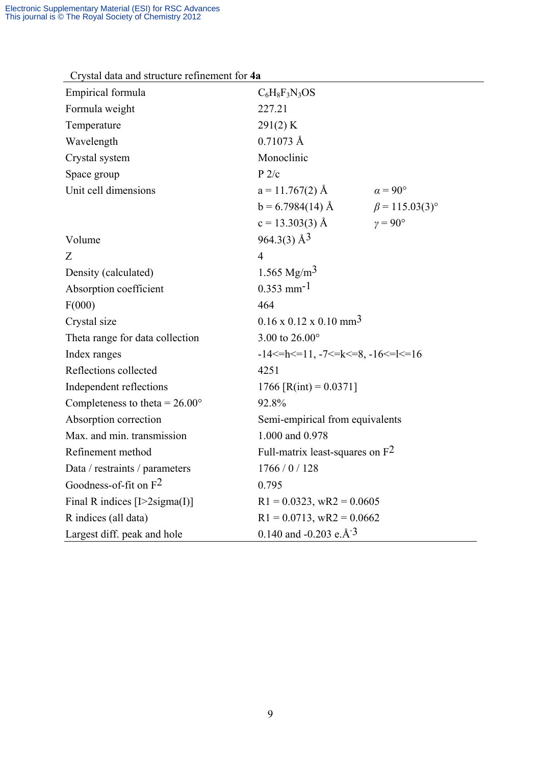Crystal data and structure refinement for **4a**

| | | |
|---|---|---|
| Empirical formula | $C_6H_8F_3N_3OS$ | |
| Formula weight | 227.21 | |
| Temperature | 291(2) K | |
| Wavelength | 0.71073 Å | |
| Crystal system | Monoclinic | |
| Space group | P 2/c | |
| Unit cell dimensions | a = 11.767(2) Å | $\alpha$ = 90° |
| | b = 6.7984(14) Å | $\beta$ = 115.03(3)° |
| | c = 13.303(3) Å | $\gamma$ = 90° |
| Volume | 964.3(3) $Å^3$ | |
| Z | 4 | |
| Density (calculated) | 1.565 $Mg/m^3$ | |
| Absorption coefficient | 0.353 $mm^{-1}$ | |
| F(000) | 464 | |
| Crystal size | 0.16 x 0.12 x 0.10 $mm^3$ | |
| Theta range for data collection | 3.00 to 26.00° | |
| Index ranges | -14<=h<=11, -7<=k<=8, -16<=l<=16 | |
| Reflections collected | 4251 | |
| Independent reflections | 1766 [R(int) = 0.0371] | |
| Completeness to theta = 26.00° | 92.8% | |
| Absorption correction | Semi-empirical from equivalents | |
| Max. and min. transmission | 1.000 and 0.978 | |
| Refinement method | Full-matrix least-squares on $F^2$ | |
| Data / restraints / parameters | 1766 / 0 / 128 | |
| Goodness-of-fit on $F^2$ | 0.795 | |
| Final R indices [I>2sigma(I)] | R1 = 0.0323, wR2 = 0.0605 | |
| R indices (all data) | R1 = 0.0713, wR2 = 0.0662 | |
| Largest diff. peak and hole | 0.140 and -0.203 e.$Å^{-3}$ | |